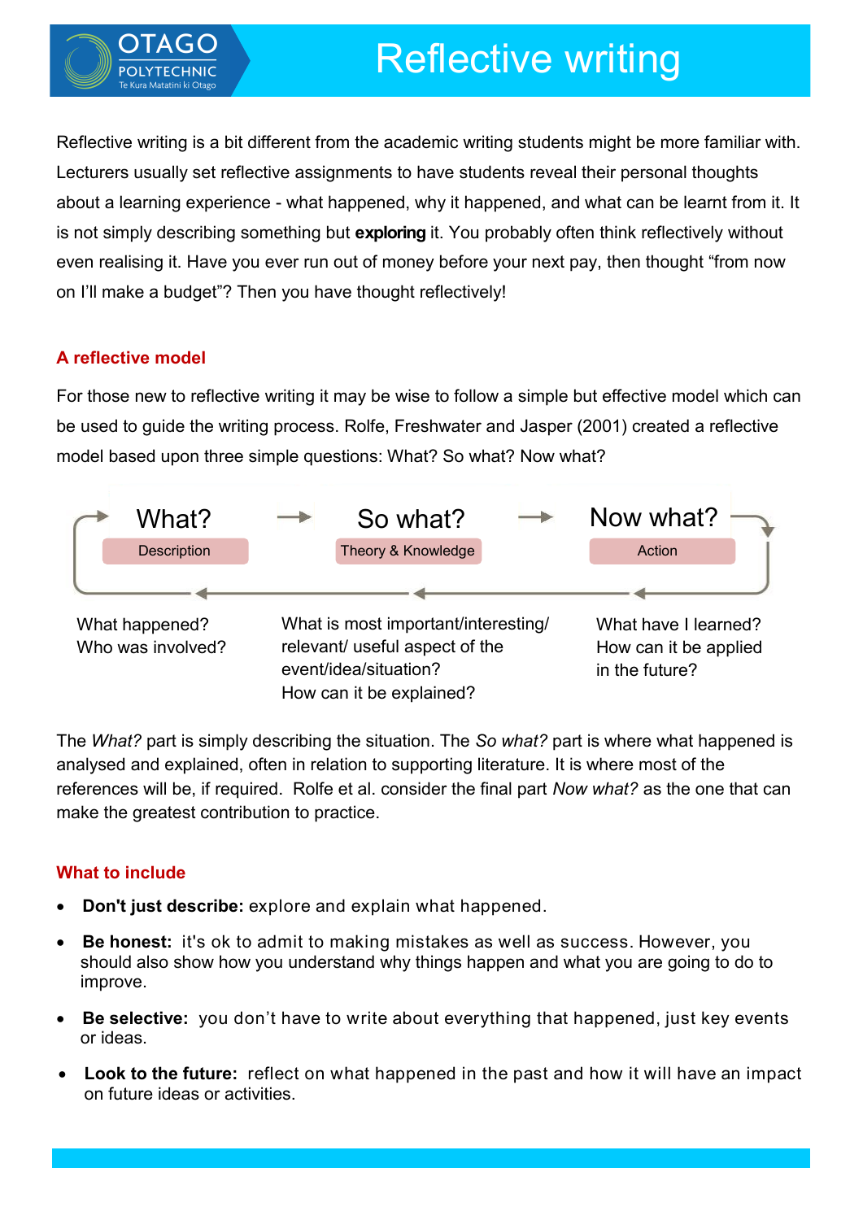# Reflective writing

Reflective writing is a bit different from the academic writing students might be more familiar with. Lecturers usually set reflective assignments to have students reveal their personal thoughts about a learning experience - what happened, why it happened, and what can be learnt from it. It is not simply describing something but **exploring** it. You probably often think reflectively without even realising it. Have you ever run out of money before your next pay, then thought "from now on I'll make a budget"? Then you have thought reflectively!

## A reflective model

For those new to reflective writing it may be wise to follow a simple but effective model which can be used to guide the writing process. Rolfe, Freshwater and Jasper (2001) created a reflective model based upon three simple questions: What? So what? Now what?

| What? | So what? | Now what? |
|---|---|---|
| Description | Theory & Knowledge | Action |
| What happened? Who was involved? | What is most important/interesting/ relevant/ useful aspect of the event/idea/situation? How can it be explained? | What have I learned? How can it be applied in the future? |

The *What?* part is simply describing the situation. The *So what?* part is where what happened is analysed and explained, often in relation to supporting literature. It is where most of the references will be, if required. Rolfe et al. consider the final part *Now what?* as the one that can make the greatest contribution to practice.

## What to include

- **Don't just describe:** explore and explain what happened.
- **Be honest:** it's ok to admit to making mistakes as well as success. However, you should also show how you understand why things happen and what you are going to do to improve.
- **Be selective:** you don't have to write about everything that happened, just key events or ideas.
- **Look to the future:** reflect on what happened in the past and how it will have an impact on future ideas or activities.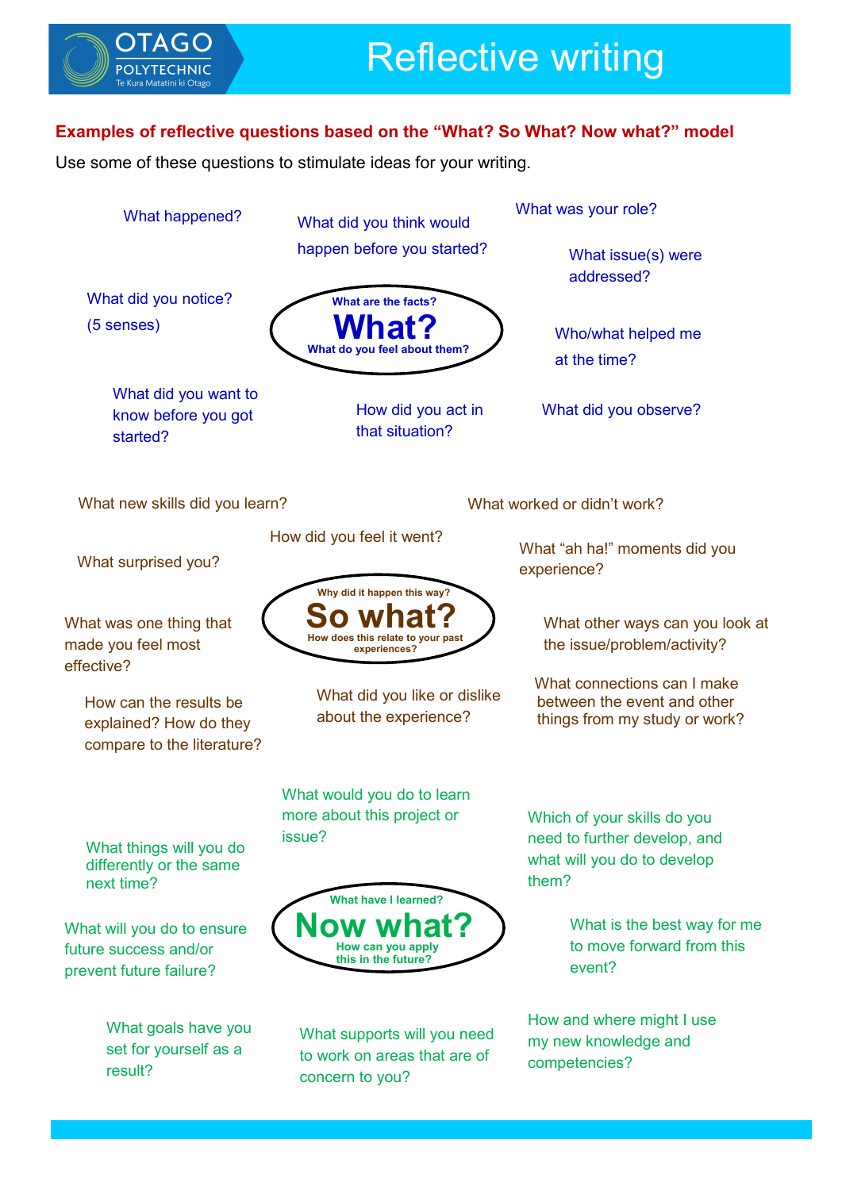# Reflective writing

**Examples of reflective questions based on the "What? So What? Now what?" model**

Use some of these questions to stimulate ideas for your writing.

## What?

**What are the facts? What do you feel about them?**

- What happened?
- What did you think would happen before you started?
- What was your role?
- What issue(s) were addressed?
- What did you notice? (5 senses)
- Who/what helped me at the time?
- What did you want to know before you got started?
- How did you act in that situation?
- What did you observe?

## So what?

**Why did it happen this way? How does this relate to your past experiences?**

- What new skills did you learn?
- What worked or didn't work?
- How did you feel it went?
- What surprised you?
- What "ah ha!" moments did you experience?
- What was one thing that made you feel most effective?
- What other ways can you look at the issue/problem/activity?
- How can the results be explained? How do they compare to the literature?
- What did you like or dislike about the experience?
- What connections can I make between the event and other things from my study or work?

## Now what?

**What have I learned? How can you apply this in the future?**

- What would you do to learn more about this project or issue?
- Which of your skills do you need to further develop, and what will you do to develop them?
- What things will you do differently or the same next time?
- What will you do to ensure future success and/or prevent future failure?
- What is the best way for me to move forward from this event?
- What goals have you set for yourself as a result?
- What supports will you need to work on areas that are of concern to you?
- How and where might I use my new knowledge and competencies?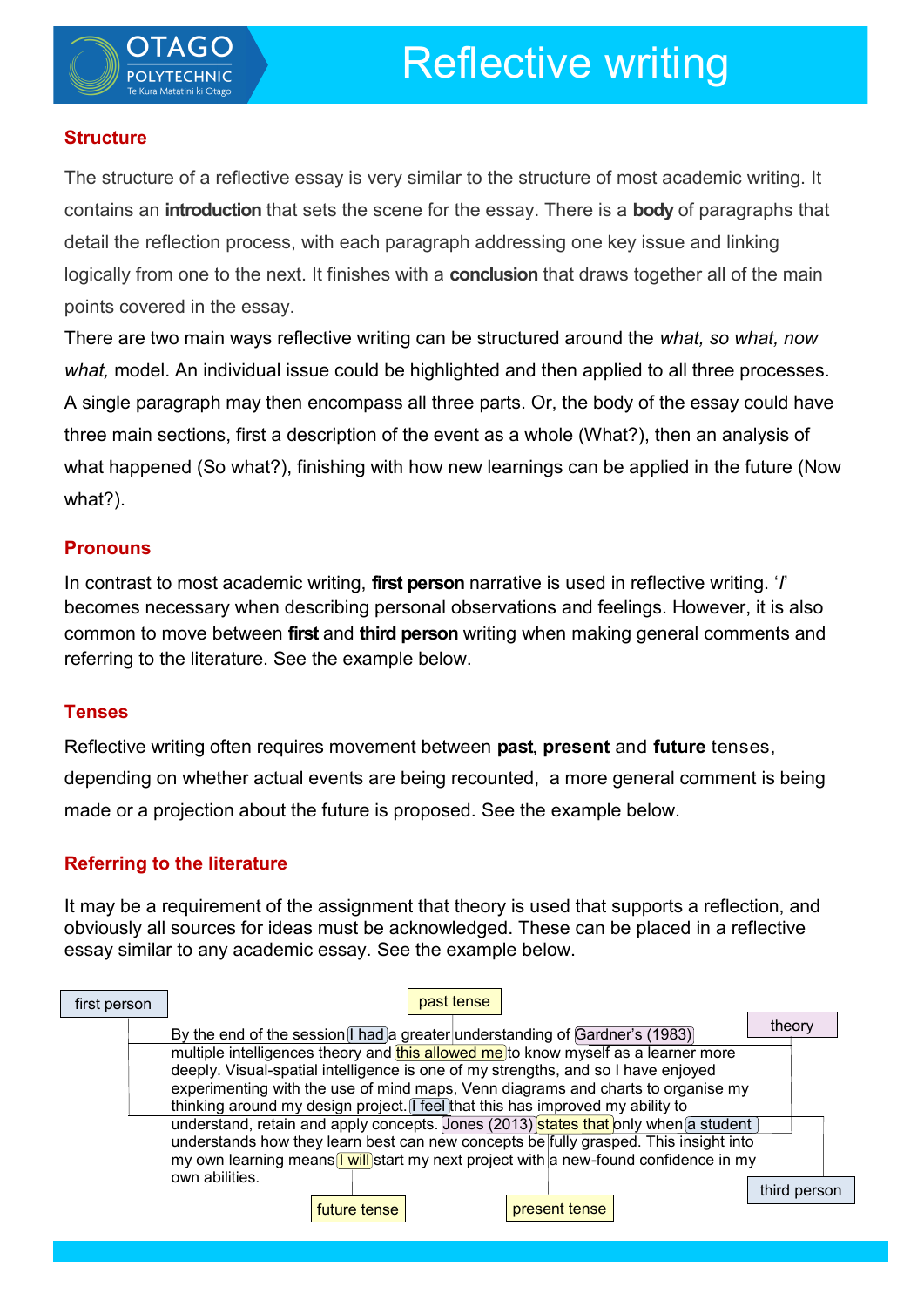# Reflective writing

## Structure

The structure of a reflective essay is very similar to the structure of most academic writing. It contains an **introduction** that sets the scene for the essay. There is a **body** of paragraphs that detail the reflection process, with each paragraph addressing one key issue and linking logically from one to the next. It finishes with a **conclusion** that draws together all of the main points covered in the essay.

There are two main ways reflective writing can be structured around the *what, so what, now what,* model. An individual issue could be highlighted and then applied to all three processes. A single paragraph may then encompass all three parts. Or, the body of the essay could have three main sections, first a description of the event as a whole (What?), then an analysis of what happened (So what?), finishing with how new learnings can be applied in the future (Now what?).

## Pronouns

In contrast to most academic writing, **first person** narrative is used in reflective writing. '*I*' becomes necessary when describing personal observations and feelings. However, it is also common to move between **first** and **third person** writing when making general comments and referring to the literature. See the example below.

## Tenses

Reflective writing often requires movement between **past**, **present** and **future** tenses, depending on whether actual events are being recounted, a more general comment is being made or a projection about the future is proposed. See the example below.

## Referring to the literature

It may be a requirement of the assignment that theory is used that supports a reflection, and obviously all sources for ideas must be acknowledged. These can be placed in a reflective essay similar to any academic essay. See the example below.

By the end of the session [I had] (first person) a greater understanding of [Gardner's (1983)] (theory) multiple intelligences theory and [this allowed me] (past tense) to know myself as a learner more deeply. Visual-spatial intelligence is one of my strengths, and so I have enjoyed experimenting with the use of mind maps, Venn diagrams and charts to organise my thinking around my design project. [I feel] (first person) that this has improved my ability to understand, retain and apply concepts. [Jones (2013)] (theory) [states that] (present tense) only when [a student] (third person) understands how they learn best can new concepts be fully grasped. This insight into my own learning means [I will] (future tense) start my next project with a new-found confidence in my own abilities.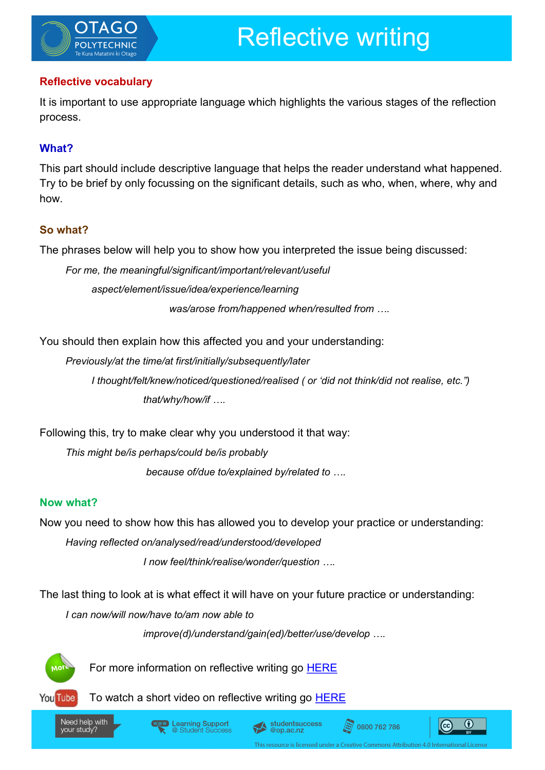# Reflective writing

## Reflective vocabulary

It is important to use appropriate language which highlights the various stages of the reflection process.

### What?

This part should include descriptive language that helps the reader understand what happened. Try to be brief by only focussing on the significant details, such as who, when, where, why and how.

### So what?

The phrases below will help you to show how you interpreted the issue being discussed:

*For me, the meaningful/significant/important/relevant/useful*

*aspect/element/issue/idea/experience/learning*

*was/arose from/happened when/resulted from ….*

You should then explain how this affected you and your understanding:

*Previously/at the time/at first/initially/subsequently/later*

*I thought/felt/knew/noticed/questioned/realised ( or 'did not think/did not realise, etc.")*

*that/why/how/if ….*

Following this, try to make clear why you understood it that way:

*This might be/is perhaps/could be/is probably*

*because of/due to/explained by/related to ….*

### Now what?

Now you need to show how this has allowed you to develop your practice or understanding:

*Having reflected on/analysed/read/understood/developed*

*I now feel/think/realise/wonder/question ….*

The last thing to look at is what effect it will have on your future practice or understanding:

*I can now/will now/have to/am now able to*

*improve(d)/understand/gain(ed)/better/use/develop ….*

For more information on reflective writing go HERE

To watch a short video on reflective writing go HERE

Need help with your study? Learning Support @ Student Success | studentsuccess@op.ac.nz | 0800 762 786

This resource is licensed under a Creative Commons Attribution 4.0 International License